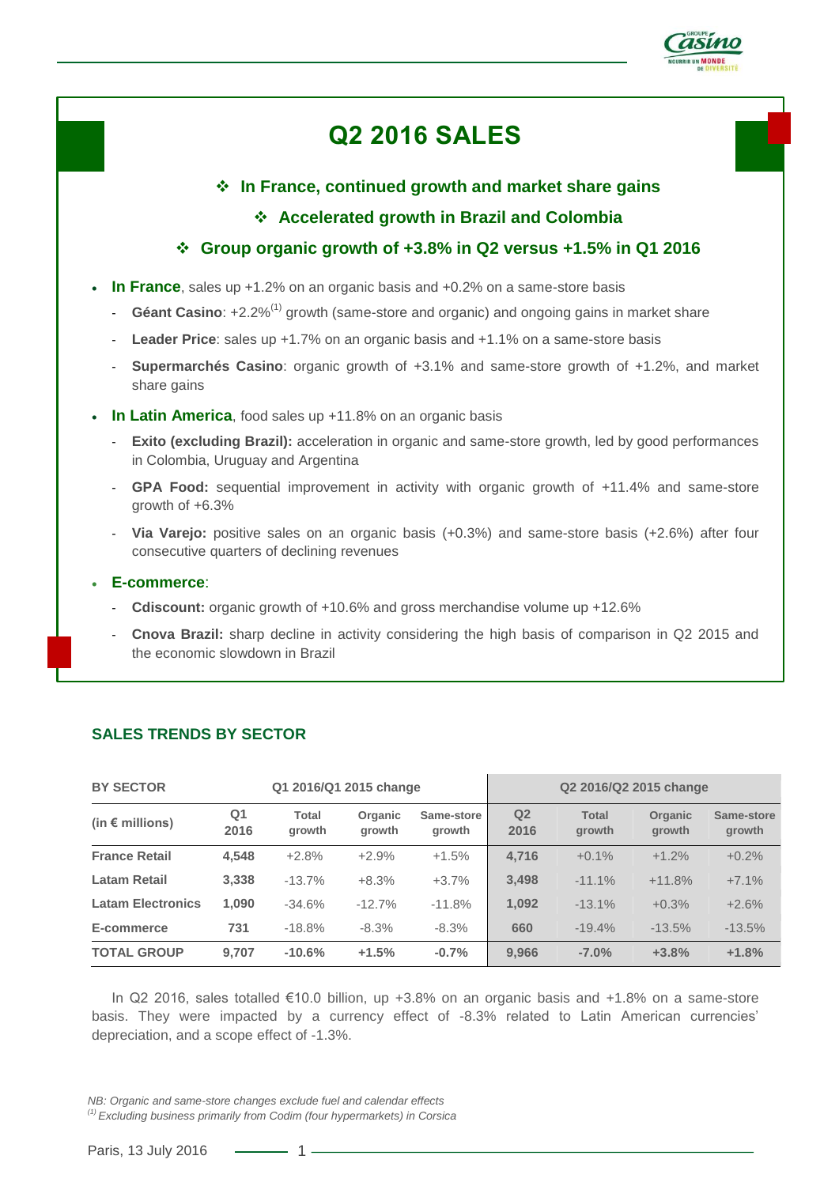# Q2 2016 SALES

❖ **In France, continued growth and market share gains**

❖ **Accelerated growth in Brazil and Colombia**

❖ **Group organic growth of +3.8% in Q2 versus +1.5% in Q1 2016**

- **In France**, sales up +1.2% on an organic basis and +0.2% on a same-store basis
  - **Géant Casino**: +2.2%[1] growth (same-store and organic) and ongoing gains in market share
  - **Leader Price**: sales up +1.7% on an organic basis and +1.1% on a same-store basis
  - **Supermarchés Casino**: organic growth of +3.1% and same-store growth of +1.2%, and market share gains
- **In Latin America**, food sales up +11.8% on an organic basis
  - **Exito (excluding Brazil):** acceleration in organic and same-store growth, led by good performances in Colombia, Uruguay and Argentina
  - **GPA Food:** sequential improvement in activity with organic growth of +11.4% and same-store growth of +6.3%
  - **Via Varejo:** positive sales on an organic basis (+0.3%) and same-store basis (+2.6%) after four consecutive quarters of declining revenues
- **E-commerce**:
  - **Cdiscount:** organic growth of +10.6% and gross merchandise volume up +12.6%
  - **Cnova Brazil:** sharp decline in activity considering the high basis of comparison in Q2 2015 and the economic slowdown in Brazil

## SALES TRENDS BY SECTOR

| BY SECTOR | Q1 2016/Q1 2015 change | | | | Q2 2016/Q2 2015 change | | | |
|---|---|---|---|---|---|---|---|---|
| (in € millions) | Q1 2016 | Total growth | Organic growth | Same-store growth | Q2 2016 | Total growth | Organic growth | Same-store growth |
| **France Retail** | **4,548** | +2.8% | +2.9% | +1.5% | **4,716** | +0.1% | +1.2% | +0.2% |
| **Latam Retail** | **3,338** | -13.7% | +8.3% | +3.7% | **3,498** | -11.1% | +11.8% | +7.1% |
| **Latam Electronics** | **1,090** | -34.6% | -12.7% | -11.8% | **1,092** | -13.1% | +0.3% | +2.6% |
| **E-commerce** | **731** | -18.8% | -8.3% | -8.3% | **660** | -19.4% | -13.5% | -13.5% |
| **TOTAL GROUP** | **9,707** | **-10.6%** | **+1.5%** | **-0.7%** | **9,966** | **-7.0%** | **+3.8%** | **+1.8%** |

In Q2 2016, sales totalled €10.0 billion, up +3.8% on an organic basis and +1.8% on a same-store basis. They were impacted by a currency effect of -8.3% related to Latin American currencies' depreciation, and a scope effect of -1.3%.

*NB: Organic and same-store changes exclude fuel and calendar effects*

*[1] Excluding business primarily from Codim (four hypermarkets) in Corsica*

Paris, 13 July 2016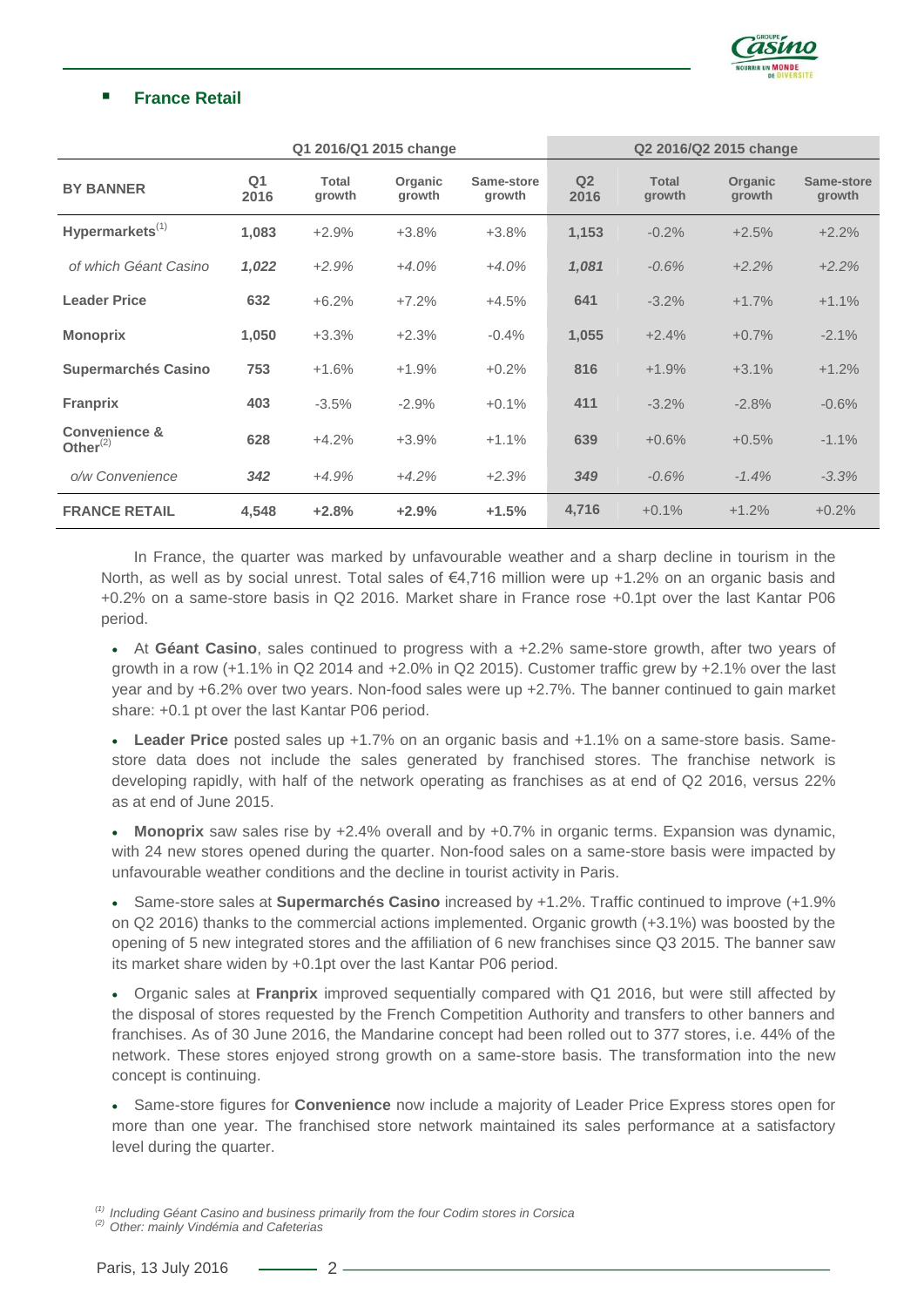## France Retail

| BY BANNER | Q1 2016/Q1 2015 change | | | | Q2 2016/Q2 2015 change | | | |
|---|---|---|---|---|---|---|---|---|
| | Q1 2016 | Total growth | Organic growth | Same-store growth | Q2 2016 | Total growth | Organic growth | Same-store growth |
| **Hypermarkets**[1] | **1,083** | +2.9% | +3.8% | +3.8% | **1,153** | -0.2% | +2.5% | +2.2% |
| *of which Géant Casino* | ***1,022*** | *+2.9%* | *+4.0%* | *+4.0%* | ***1,081*** | *-0.6%* | *+2.2%* | *+2.2%* |
| **Leader Price** | **632** | +6.2% | +7.2% | +4.5% | **641** | -3.2% | +1.7% | +1.1% |
| **Monoprix** | **1,050** | +3.3% | +2.3% | -0.4% | **1,055** | +2.4% | +0.7% | -2.1% |
| **Supermarchés Casino** | **753** | +1.6% | +1.9% | +0.2% | **816** | +1.9% | +3.1% | +1.2% |
| **Franprix** | **403** | -3.5% | -2.9% | +0.1% | **411** | -3.2% | -2.8% | -0.6% |
| **Convenience & Other**[2] | **628** | +4.2% | +3.9% | +1.1% | **639** | +0.6% | +0.5% | -1.1% |
| *o/w Convenience* | ***342*** | *+4.9%* | *+4.2%* | *+2.3%* | ***349*** | *-0.6%* | *-1.4%* | *-3.3%* |
| **FRANCE RETAIL** | **4,548** | **+2.8%** | **+2.9%** | **+1.5%** | **4,716** | +0.1% | +1.2% | +0.2% |

In France, the quarter was marked by unfavourable weather and a sharp decline in tourism in the North, as well as by social unrest. Total sales of €4,716 million were up +1.2% on an organic basis and +0.2% on a same-store basis in Q2 2016. Market share in France rose +0.1pt over the last Kantar P06 period.

- At **Géant Casino**, sales continued to progress with a +2.2% same-store growth, after two years of growth in a row (+1.1% in Q2 2014 and +2.0% in Q2 2015). Customer traffic grew by +2.1% over the last year and by +6.2% over two years. Non-food sales were up +2.7%. The banner continued to gain market share: +0.1 pt over the last Kantar P06 period.

- **Leader Price** posted sales up +1.7% on an organic basis and +1.1% on a same-store basis. Same-store data does not include the sales generated by franchised stores. The franchise network is developing rapidly, with half of the network operating as franchises as at end of Q2 2016, versus 22% as at end of June 2015.

- **Monoprix** saw sales rise by +2.4% overall and by +0.7% in organic terms. Expansion was dynamic, with 24 new stores opened during the quarter. Non-food sales on a same-store basis were impacted by unfavourable weather conditions and the decline in tourist activity in Paris.

- Same-store sales at **Supermarchés Casino** increased by +1.2%. Traffic continued to improve (+1.9% on Q2 2016) thanks to the commercial actions implemented. Organic growth (+3.1%) was boosted by the opening of 5 new integrated stores and the affiliation of 6 new franchises since Q3 2015. The banner saw its market share widen by +0.1pt over the last Kantar P06 period.

- Organic sales at **Franprix** improved sequentially compared with Q1 2016, but were still affected by the disposal of stores requested by the French Competition Authority and transfers to other banners and franchises. As of 30 June 2016, the Mandarine concept had been rolled out to 377 stores, i.e. 44% of the network. These stores enjoyed strong growth on a same-store basis. The transformation into the new concept is continuing.

- Same-store figures for **Convenience** now include a majority of Leader Price Express stores open for more than one year. The franchised store network maintained its sales performance at a satisfactory level during the quarter.

[1] *Including Géant Casino and business primarily from the four Codim stores in Corsica*
[2] *Other: mainly Vindémia and Cafeterias*

Paris, 13 July 2016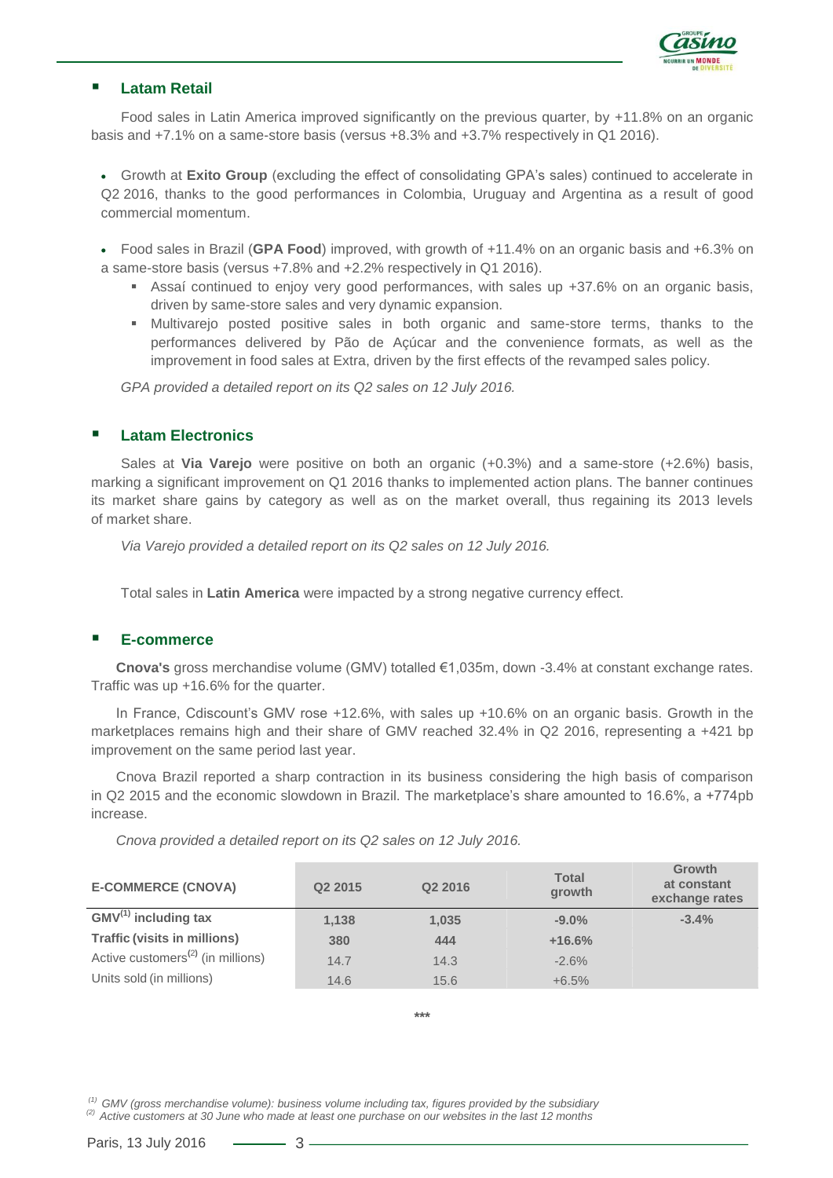## Latam Retail

Food sales in Latin America improved significantly on the previous quarter, by +11.8% on an organic basis and +7.1% on a same-store basis (versus +8.3% and +3.7% respectively in Q1 2016).

- Growth at **Exito Group** (excluding the effect of consolidating GPA's sales) continued to accelerate in Q2 2016, thanks to the good performances in Colombia, Uruguay and Argentina as a result of good commercial momentum.
- Food sales in Brazil (**GPA Food**) improved, with growth of +11.4% on an organic basis and +6.3% on a same-store basis (versus +7.8% and +2.2% respectively in Q1 2016).
  - Assaí continued to enjoy very good performances, with sales up +37.6% on an organic basis, driven by same-store sales and very dynamic expansion.
  - Multivarejo posted positive sales in both organic and same-store terms, thanks to the performances delivered by Pão de Açúcar and the convenience formats, as well as the improvement in food sales at Extra, driven by the first effects of the revamped sales policy.

*GPA provided a detailed report on its Q2 sales on 12 July 2016.*

## Latam Electronics

Sales at **Via Varejo** were positive on both an organic (+0.3%) and a same-store (+2.6%) basis, marking a significant improvement on Q1 2016 thanks to implemented action plans. The banner continues its market share gains by category as well as on the market overall, thus regaining its 2013 levels of market share.

*Via Varejo provided a detailed report on its Q2 sales on 12 July 2016.*

Total sales in **Latin America** were impacted by a strong negative currency effect.

## E-commerce

**Cnova's** gross merchandise volume (GMV) totalled €1,035m, down -3.4% at constant exchange rates. Traffic was up +16.6% for the quarter.

In France, Cdiscount's GMV rose +12.6%, with sales up +10.6% on an organic basis. Growth in the marketplaces remains high and their share of GMV reached 32.4% in Q2 2016, representing a +421 bp improvement on the same period last year.

Cnova Brazil reported a sharp contraction in its business considering the high basis of comparison in Q2 2015 and the economic slowdown in Brazil. The marketplace's share amounted to 16.6%, a +774pb increase.

*Cnova provided a detailed report on its Q2 sales on 12 July 2016.*

| E-COMMERCE (CNOVA) | Q2 2015 | Q2 2016 | Total growth | Growth at constant exchange rates |
|---|---|---|---|---|
| **GMV[1] including tax** | **1,138** | **1,035** | **-9.0%** | **-3.4%** |
| **Traffic (visits in millions)** | **380** | **444** | **+16.6%** | |
| Active customers[2] (in millions) | 14.7 | 14.3 | -2.6% | |
| Units sold (in millions) | 14.6 | 15.6 | +6.5% | |

\*\*\*

[1] *GMV (gross merchandise volume): business volume including tax, figures provided by the subsidiary*
[2] *Active customers at 30 June who made at least one purchase on our websites in the last 12 months*

Paris, 13 July 2016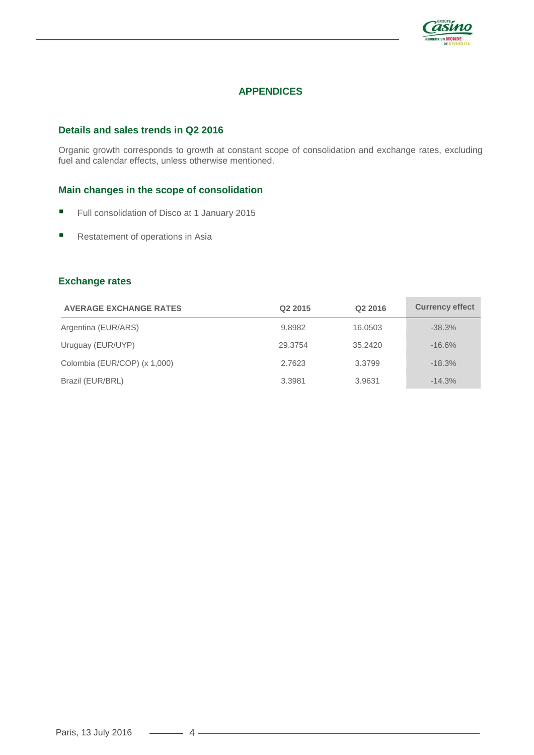# APPENDICES

## Details and sales trends in Q2 2016

Organic growth corresponds to growth at constant scope of consolidation and exchange rates, excluding fuel and calendar effects, unless otherwise mentioned.

## Main changes in the scope of consolidation

- Full consolidation of Disco at 1 January 2015
- Restatement of operations in Asia

## Exchange rates

| AVERAGE EXCHANGE RATES | Q2 2015 | Q2 2016 | Currency effect |
|---|---|---|---|
| Argentina (EUR/ARS) | 9.8982 | 16.0503 | -38.3% |
| Uruguay (EUR/UYP) | 29.3754 | 35.2420 | -16.6% |
| Colombia (EUR/COP) (x 1,000) | 2.7623 | 3.3799 | -18.3% |
| Brazil (EUR/BRL) | 3.3981 | 3.9631 | -14.3% |

Paris, 13 July 2016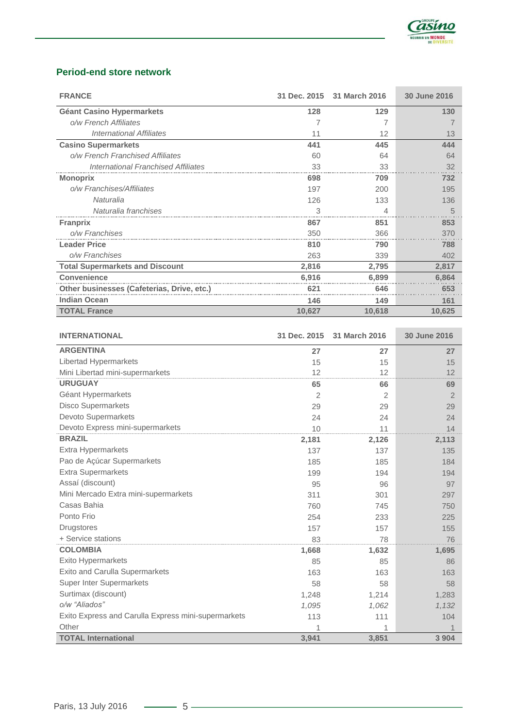## Period-end store network

| FRANCE | 31 Dec. 2015 | 31 March 2016 | 30 June 2016 |
|---|---|---|---|
| **Géant Casino Hypermarkets** | **128** | **129** | **130** |
| *o/w French Affiliates* | 7 | 7 | 7 |
| *International Affiliates* | 11 | 12 | 13 |
| **Casino Supermarkets** | **441** | **445** | **444** |
| *o/w French Franchised Affiliates* | 60 | 64 | 64 |
| *International Franchised Affiliates* | 33 | 33 | 32 |
| **Monoprix** | **698** | **709** | **732** |
| *o/w Franchises/Affiliates* | 197 | 200 | 195 |
| *Naturalia* | 126 | 133 | 136 |
| *Naturalia franchises* | 3 | 4 | 5 |
| **Franprix** | **867** | **851** | **853** |
| *o/w Franchises* | 350 | 366 | 370 |
| **Leader Price** | **810** | **790** | **788** |
| *o/w Franchises* | 263 | 339 | 402 |
| **Total Supermarkets and Discount** | **2,816** | **2,795** | **2,817** |
| **Convenience** | **6,916** | **6,899** | **6,864** |
| **Other businesses (Cafeterias, Drive, etc.)** | **621** | **646** | **653** |
| **Indian Ocean** | **146** | **149** | **161** |
| **TOTAL France** | **10,627** | **10,618** | **10,625** |

| INTERNATIONAL | 31 Dec. 2015 | 31 March 2016 | 30 June 2016 |
|---|---|---|---|
| **ARGENTINA** | **27** | **27** | **27** |
| Libertad Hypermarkets | 15 | 15 | 15 |
| Mini Libertad mini-supermarkets | 12 | 12 | 12 |
| **URUGUAY** | **65** | **66** | **69** |
| Géant Hypermarkets | 2 | 2 | 2 |
| Disco Supermarkets | 29 | 29 | 29 |
| Devoto Supermarkets | 24 | 24 | 24 |
| Devoto Express mini-supermarkets | 10 | 11 | 14 |
| **BRAZIL** | **2,181** | **2,126** | **2,113** |
| Extra Hypermarkets | 137 | 137 | 135 |
| Pao de Açúcar Supermarkets | 185 | 185 | 184 |
| Extra Supermarkets | 199 | 194 | 194 |
| Assaí (discount) | 95 | 96 | 97 |
| Mini Mercado Extra mini-supermarkets | 311 | 301 | 297 |
| Casas Bahia | 760 | 745 | 750 |
| Ponto Frio | 254 | 233 | 225 |
| Drugstores | 157 | 157 | 155 |
| + Service stations | 83 | 78 | 76 |
| **COLOMBIA** | **1,668** | **1,632** | **1,695** |
| Exito Hypermarkets | 85 | 85 | 86 |
| Exito and Carulla Supermarkets | 163 | 163 | 163 |
| Super Inter Supermarkets | 58 | 58 | 58 |
| Surtimax (discount) | 1,248 | 1,214 | 1,283 |
| *o/w "Aliados"* | *1,095* | *1,062* | *1,132* |
| Exito Express and Carulla Express mini-supermarkets | 113 | 111 | 104 |
| Other | 1 | 1 | 1 |
| **TOTAL International** | **3,941** | **3,851** | **3 904** |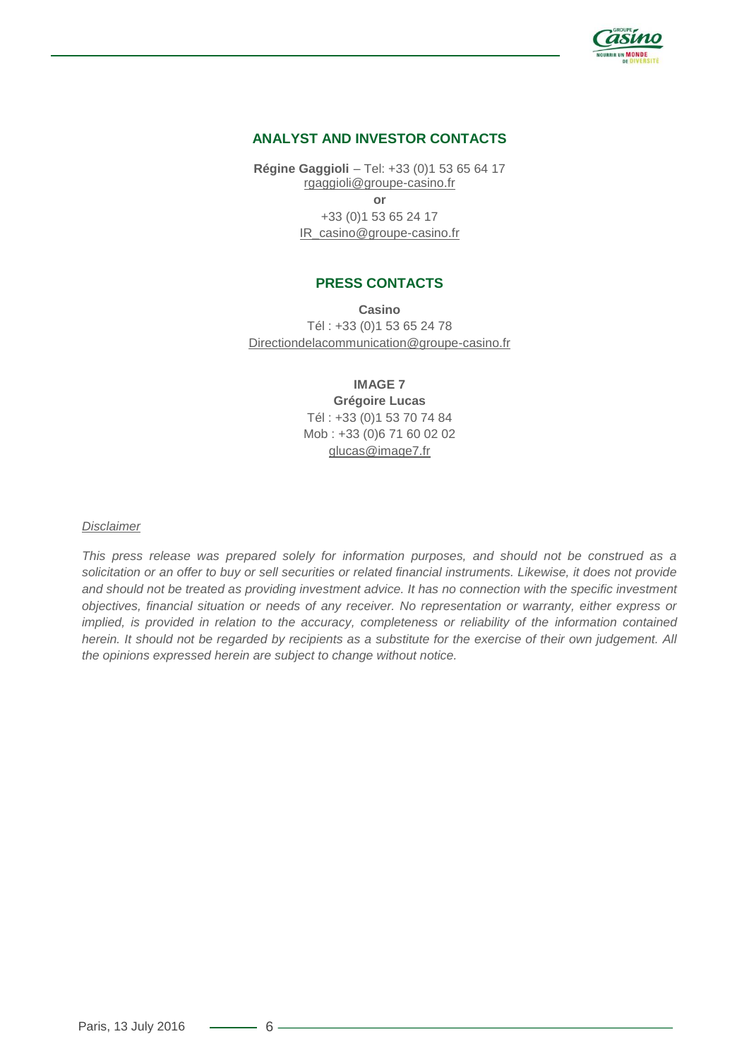## ANALYST AND INVESTOR CONTACTS

**Régine Gaggioli** – Tel: +33 (0)1 53 65 64 17
rgaggioli@groupe-casino.fr

**or**

+33 (0)1 53 65 24 17
IR_casino@groupe-casino.fr

## PRESS CONTACTS

**Casino**
Tél : +33 (0)1 53 65 24 78
Directiondelacommunication@groupe-casino.fr

**IMAGE 7**
**Grégoire Lucas**
Tél : +33 (0)1 53 70 74 84
Mob : +33 (0)6 71 60 02 02
glucas@image7.fr

*Disclaimer*

*This press release was prepared solely for information purposes, and should not be construed as a solicitation or an offer to buy or sell securities or related financial instruments. Likewise, it does not provide and should not be treated as providing investment advice. It has no connection with the specific investment objectives, financial situation or needs of any receiver. No representation or warranty, either express or implied, is provided in relation to the accuracy, completeness or reliability of the information contained herein. It should not be regarded by recipients as a substitute for the exercise of their own judgement. All the opinions expressed herein are subject to change without notice.*